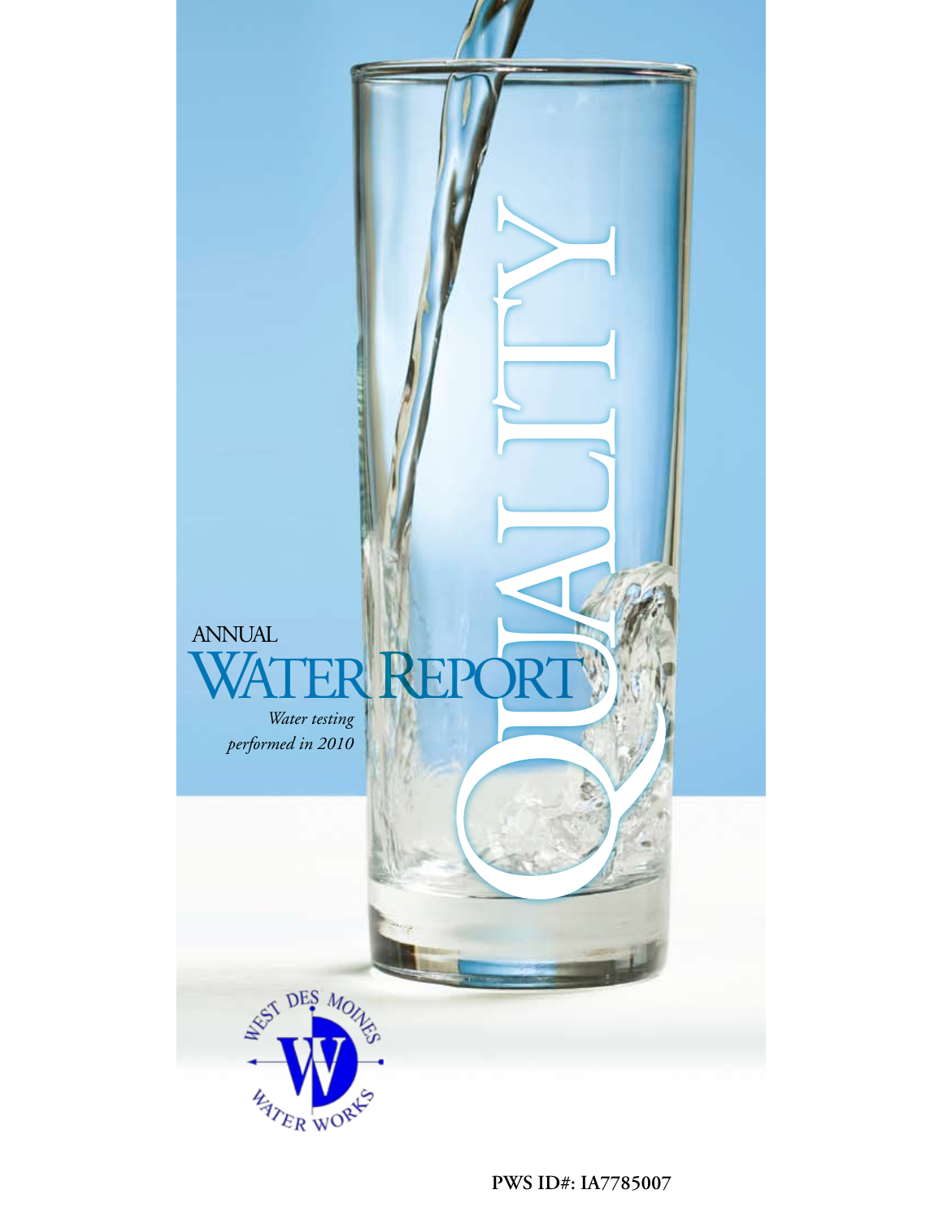# QUALITY

## ANNUAL WATER REPORT

*Water testing performed in 2010*

WEST DES MOINES WATER WORKS

**PWS ID#: IA7785007**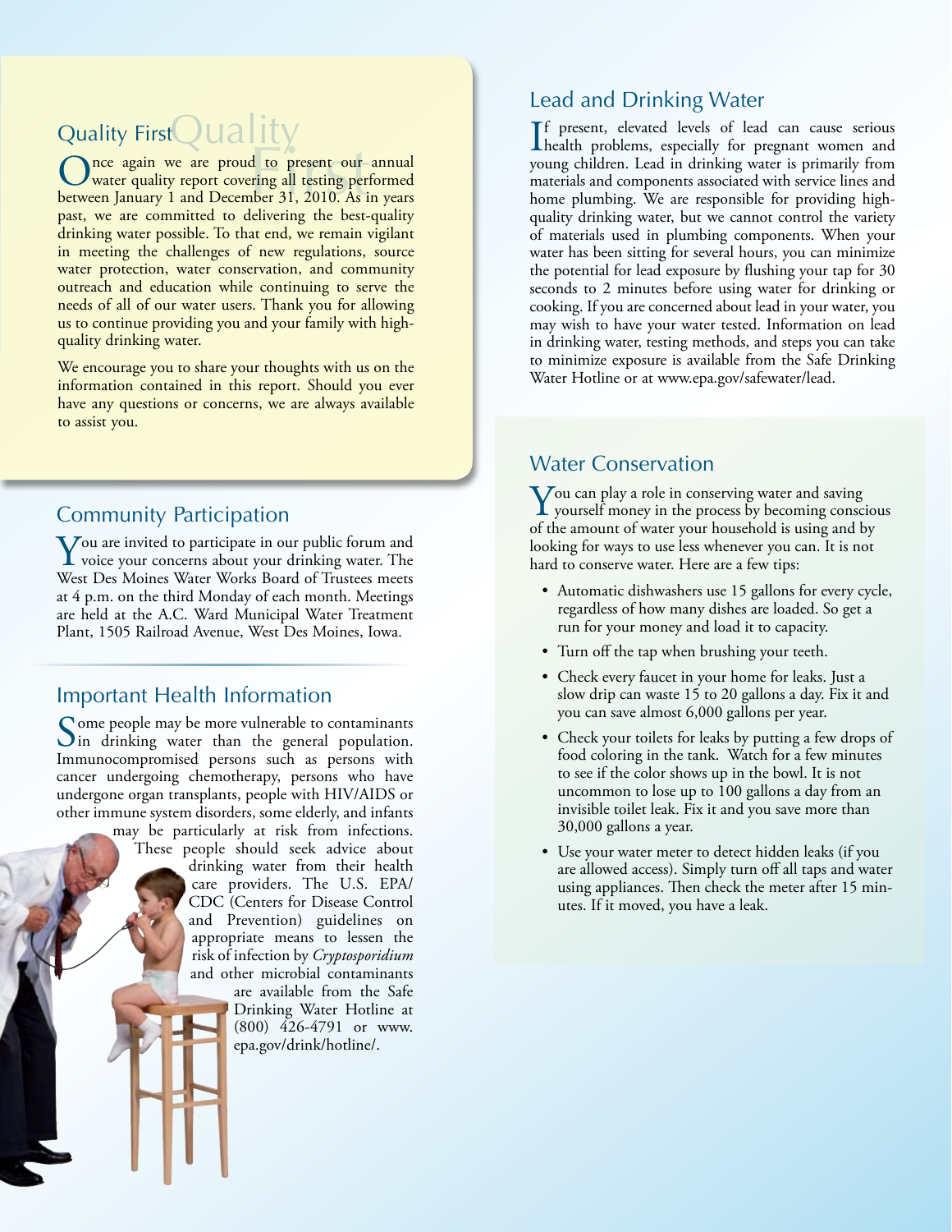## Quality First

Once again we are proud to present our annual water quality report covering all testing performed between January 1 and December 31, 2010. As in years past, we are committed to delivering the best-quality drinking water possible. To that end, we remain vigilant in meeting the challenges of new regulations, source water protection, water conservation, and community outreach and education while continuing to serve the needs of all of our water users. Thank you for allowing us to continue providing you and your family with high-quality drinking water.

We encourage you to share your thoughts with us on the information contained in this report. Should you ever have any questions or concerns, we are always available to assist you.

## Community Participation

You are invited to participate in our public forum and voice your concerns about your drinking water. The West Des Moines Water Works Board of Trustees meets at 4 p.m. on the third Monday of each month. Meetings are held at the A.C. Ward Municipal Water Treatment Plant, 1505 Railroad Avenue, West Des Moines, Iowa.

## Important Health Information

Some people may be more vulnerable to contaminants in drinking water than the general population. Immunocompromised persons such as persons with cancer undergoing chemotherapy, persons who have undergone organ transplants, people with HIV/AIDS or other immune system disorders, some elderly, and infants may be particularly at risk from infections. These people should seek advice about drinking water from their health care providers. The U.S. EPA/CDC (Centers for Disease Control and Prevention) guidelines on appropriate means to lessen the risk of infection by *Cryptosporidium* and other microbial contaminants are available from the Safe Drinking Water Hotline at (800) 426-4791 or www.epa.gov/drink/hotline/.

## Lead and Drinking Water

If present, elevated levels of lead can cause serious health problems, especially for pregnant women and young children. Lead in drinking water is primarily from materials and components associated with service lines and home plumbing. We are responsible for providing high-quality drinking water, but we cannot control the variety of materials used in plumbing components. When your water has been sitting for several hours, you can minimize the potential for lead exposure by flushing your tap for 30 seconds to 2 minutes before using water for drinking or cooking. If you are concerned about lead in your water, you may wish to have your water tested. Information on lead in drinking water, testing methods, and steps you can take to minimize exposure is available from the Safe Drinking Water Hotline or at www.epa.gov/safewater/lead.

## Water Conservation

You can play a role in conserving water and saving yourself money in the process by becoming conscious of the amount of water your household is using and by looking for ways to use less whenever you can. It is not hard to conserve water. Here are a few tips:

- Automatic dishwashers use 15 gallons for every cycle, regardless of how many dishes are loaded. So get a run for your money and load it to capacity.
- Turn off the tap when brushing your teeth.
- Check every faucet in your home for leaks. Just a slow drip can waste 15 to 20 gallons a day. Fix it and you can save almost 6,000 gallons per year.
- Check your toilets for leaks by putting a few drops of food coloring in the tank. Watch for a few minutes to see if the color shows up in the bowl. It is not uncommon to lose up to 100 gallons a day from an invisible toilet leak. Fix it and you save more than 30,000 gallons a year.
- Use your water meter to detect hidden leaks (if you are allowed access). Simply turn off all taps and water using appliances. Then check the meter after 15 minutes. If it moved, you have a leak.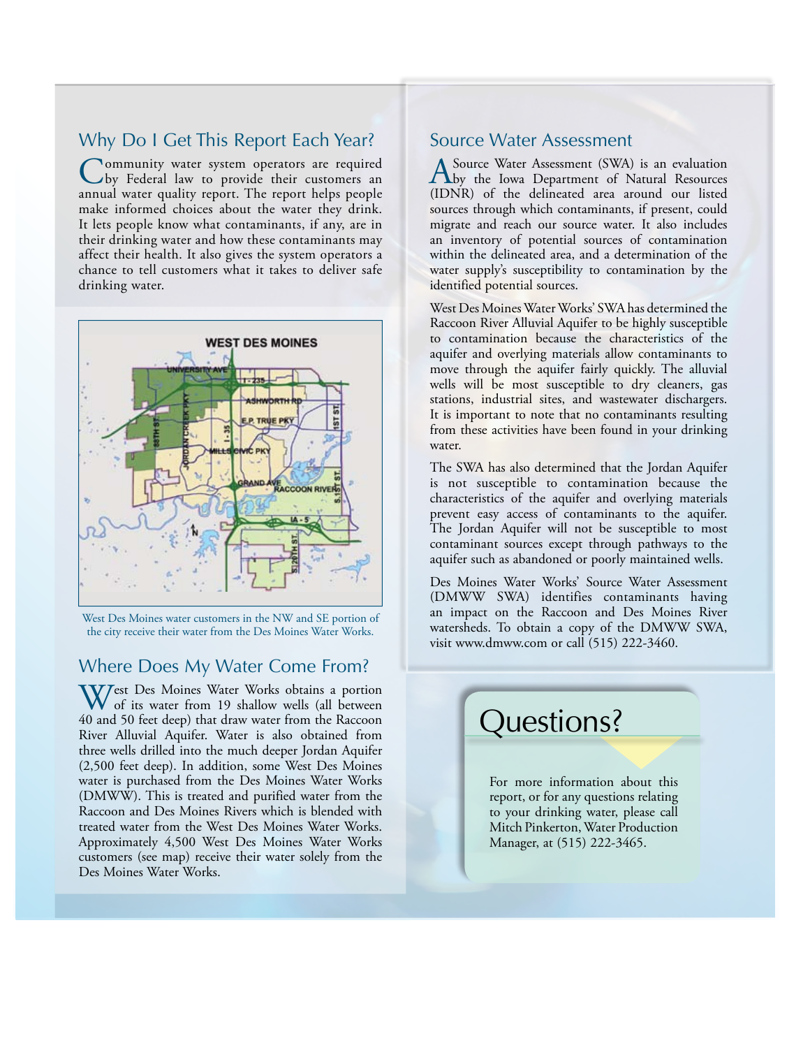## Why Do I Get This Report Each Year?

Community water system operators are required by Federal law to provide their customers an annual water quality report. The report helps people make informed choices about the water they drink. It lets people know what contaminants, if any, are in their drinking water and how these contaminants may affect their health. It also gives the system operators a chance to tell customers what it takes to deliver safe drinking water.

West Des Moines water customers in the NW and SE portion of the city receive their water from the Des Moines Water Works.

## Where Does My Water Come From?

West Des Moines Water Works obtains a portion of its water from 19 shallow wells (all between 40 and 50 feet deep) that draw water from the Raccoon River Alluvial Aquifer. Water is also obtained from three wells drilled into the much deeper Jordan Aquifer (2,500 feet deep). In addition, some West Des Moines water is purchased from the Des Moines Water Works (DMWW). This is treated and purified water from the Raccoon and Des Moines Rivers which is blended with treated water from the West Des Moines Water Works. Approximately 4,500 West Des Moines Water Works customers (see map) receive their water solely from the Des Moines Water Works.

## Source Water Assessment

A Source Water Assessment (SWA) is an evaluation by the Iowa Department of Natural Resources (IDNR) of the delineated area around our listed sources through which contaminants, if present, could migrate and reach our source water. It also includes an inventory of potential sources of contamination within the delineated area, and a determination of the water supply's susceptibility to contamination by the identified potential sources.

West Des Moines Water Works' SWA has determined the Raccoon River Alluvial Aquifer to be highly susceptible to contamination because the characteristics of the aquifer and overlying materials allow contaminants to move through the aquifer fairly quickly. The alluvial wells will be most susceptible to dry cleaners, gas stations, industrial sites, and wastewater dischargers. It is important to note that no contaminants resulting from these activities have been found in your drinking water.

The SWA has also determined that the Jordan Aquifer is not susceptible to contamination because the characteristics of the aquifer and overlying materials prevent easy access of contaminants to the aquifer. The Jordan Aquifer will not be susceptible to most contaminant sources except through pathways to the aquifer such as abandoned or poorly maintained wells.

Des Moines Water Works' Source Water Assessment (DMWW SWA) identifies contaminants having an impact on the Raccoon and Des Moines River watersheds. To obtain a copy of the DMWW SWA, visit www.dmww.com or call (515) 222-3460.

## Questions?

For more information about this report, or for any questions relating to your drinking water, please call Mitch Pinkerton, Water Production Manager, at (515) 222-3465.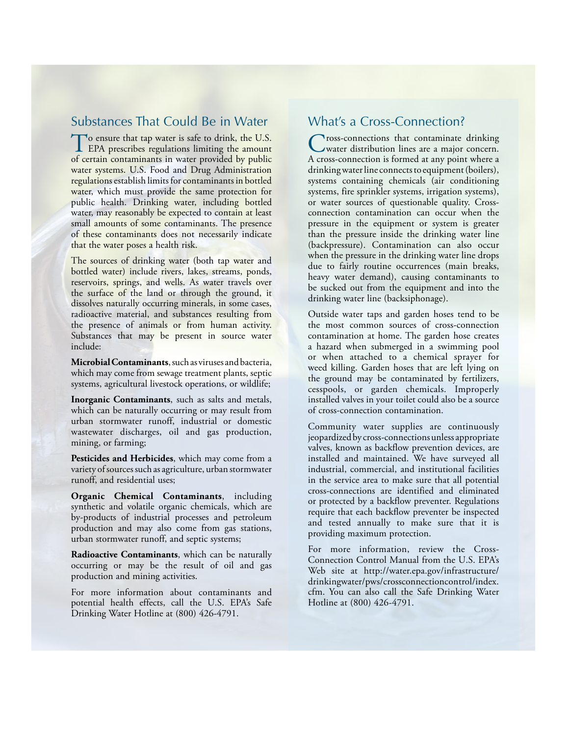## Substances That Could Be in Water

To ensure that tap water is safe to drink, the U.S. EPA prescribes regulations limiting the amount of certain contaminants in water provided by public water systems. U.S. Food and Drug Administration regulations establish limits for contaminants in bottled water, which must provide the same protection for public health. Drinking water, including bottled water, may reasonably be expected to contain at least small amounts of some contaminants. The presence of these contaminants does not necessarily indicate that the water poses a health risk.

The sources of drinking water (both tap water and bottled water) include rivers, lakes, streams, ponds, reservoirs, springs, and wells. As water travels over the surface of the land or through the ground, it dissolves naturally occurring minerals, in some cases, radioactive material, and substances resulting from the presence of animals or from human activity. Substances that may be present in source water include:

**Microbial Contaminants**, such as viruses and bacteria, which may come from sewage treatment plants, septic systems, agricultural livestock operations, or wildlife;

**Inorganic Contaminants**, such as salts and metals, which can be naturally occurring or may result from urban stormwater runoff, industrial or domestic wastewater discharges, oil and gas production, mining, or farming;

**Pesticides and Herbicides**, which may come from a variety of sources such as agriculture, urban stormwater runoff, and residential uses;

**Organic Chemical Contaminants**, including synthetic and volatile organic chemicals, which are by-products of industrial processes and petroleum production and may also come from gas stations, urban stormwater runoff, and septic systems;

**Radioactive Contaminants**, which can be naturally occurring or may be the result of oil and gas production and mining activities.

For more information about contaminants and potential health effects, call the U.S. EPA's Safe Drinking Water Hotline at (800) 426-4791.

## What's a Cross-Connection?

Cross-connections that contaminate drinking water distribution lines are a major concern. A cross-connection is formed at any point where a drinking water line connects to equipment (boilers), systems containing chemicals (air conditioning systems, fire sprinkler systems, irrigation systems), or water sources of questionable quality. Cross-connection contamination can occur when the pressure in the equipment or system is greater than the pressure inside the drinking water line (backpressure). Contamination can also occur when the pressure in the drinking water line drops due to fairly routine occurrences (main breaks, heavy water demand), causing contaminants to be sucked out from the equipment and into the drinking water line (backsiphonage).

Outside water taps and garden hoses tend to be the most common sources of cross-connection contamination at home. The garden hose creates a hazard when submerged in a swimming pool or when attached to a chemical sprayer for weed killing. Garden hoses that are left lying on the ground may be contaminated by fertilizers, cesspools, or garden chemicals. Improperly installed valves in your toilet could also be a source of cross-connection contamination.

Community water supplies are continuously jeopardized by cross-connections unless appropriate valves, known as backflow prevention devices, are installed and maintained. We have surveyed all industrial, commercial, and institutional facilities in the service area to make sure that all potential cross-connections are identified and eliminated or protected by a backflow preventer. Regulations require that each backflow preventer be inspected and tested annually to make sure that it is providing maximum protection.

For more information, review the Cross-Connection Control Manual from the U.S. EPA's Web site at http://water.epa.gov/infrastructure/drinkingwater/pws/crossconnectioncontrol/index.cfm. You can also call the Safe Drinking Water Hotline at (800) 426-4791.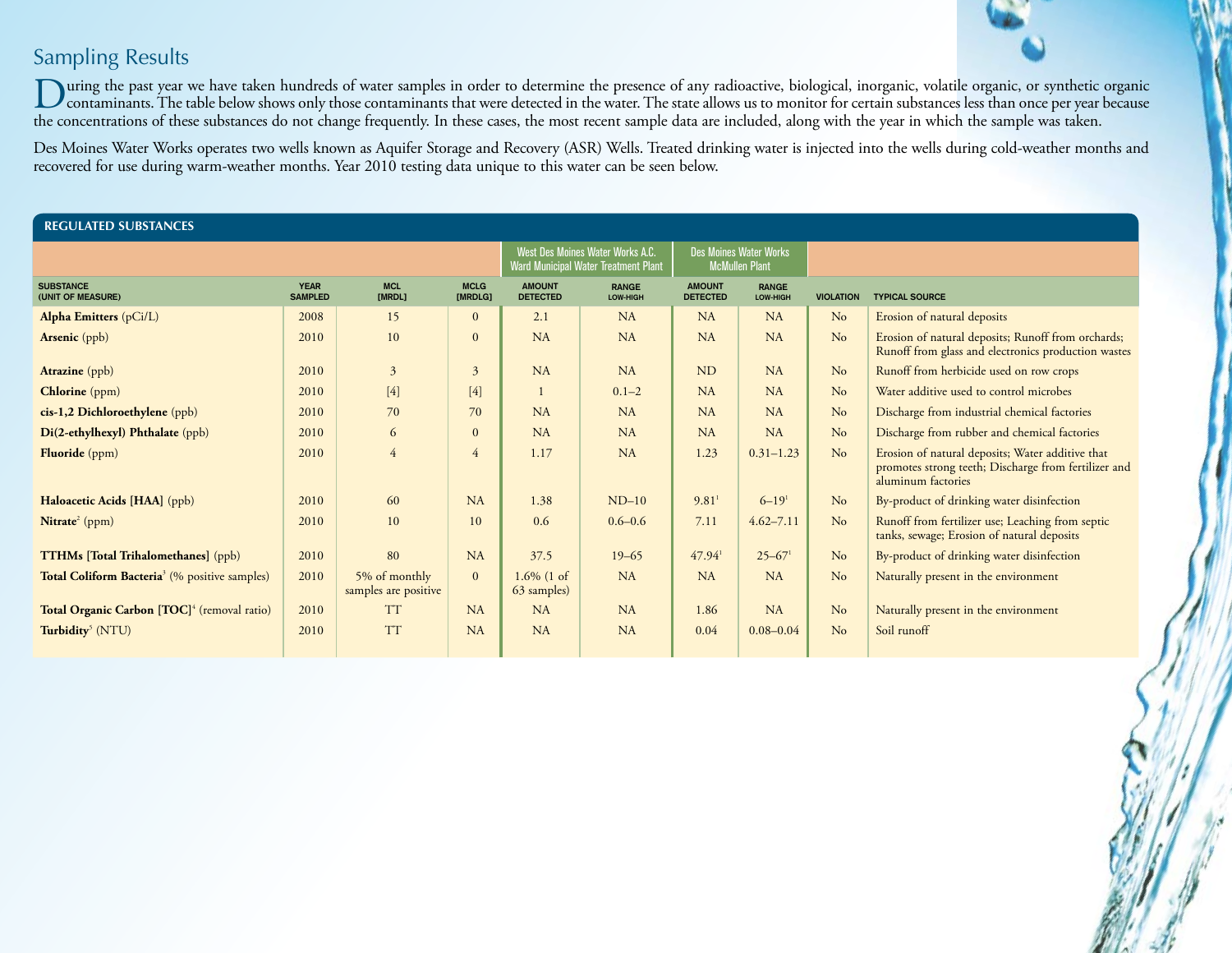## Sampling Results

During the past year we have taken hundreds of water samples in order to determine the presence of any radioactive, biological, inorganic, volatile organic, or synthetic organic contaminants. The table below shows only those contaminants that were detected in the water. The state allows us to monitor for certain substances less than once per year because the concentrations of these substances do not change frequently. In these cases, the most recent sample data are included, along with the year in which the sample was taken.

Des Moines Water Works operates two wells known as Aquifer Storage and Recovery (ASR) Wells. Treated drinking water is injected into the wells during cold-weather months and recovered for use during warm-weather months. Year 2010 testing data unique to this water can be seen below.

### REGULATED SUBSTANCES

| | | | | West Des Moines Water Works A.C. Ward Municipal Water Treatment Plant | | Des Moines Water Works McMullen Plant | | | |
|---|---|---|---|---|---|---|---|---|---|
| SUBSTANCE (UNIT OF MEASURE) | YEAR SAMPLED | MCL [MRDL] | MCLG [MRDLG] | AMOUNT DETECTED | RANGE LOW-HIGH | AMOUNT DETECTED | RANGE LOW-HIGH | VIOLATION | TYPICAL SOURCE |
| **Alpha Emitters** (pCi/L) | 2008 | 15 | 0 | 2.1 | NA | NA | NA | No | Erosion of natural deposits |
| **Arsenic** (ppb) | 2010 | 10 | 0 | NA | NA | NA | NA | No | Erosion of natural deposits; Runoff from orchards; Runoff from glass and electronics production wastes |
| **Atrazine** (ppb) | 2010 | 3 | 3 | NA | NA | ND | NA | No | Runoff from herbicide used on row crops |
| **Chlorine** (ppm) | 2010 | [4] | [4] | 1 | 0.1–2 | NA | NA | No | Water additive used to control microbes |
| **cis-1,2 Dichloroethylene** (ppb) | 2010 | 70 | 70 | NA | NA | NA | NA | No | Discharge from industrial chemical factories |
| **Di(2-ethylhexyl) Phthalate** (ppb) | 2010 | 6 | 0 | NA | NA | NA | NA | No | Discharge from rubber and chemical factories |
| **Fluoride** (ppm) | 2010 | 4 | 4 | 1.17 | NA | 1.23 | 0.31–1.23 | No | Erosion of natural deposits; Water additive that promotes strong teeth; Discharge from fertilizer and aluminum factories |
| **Haloacetic Acids [HAA]** (ppb) | 2010 | 60 | NA | 1.38 | ND–10 | 9.81[1] | 6–19[1] | No | By-product of drinking water disinfection |
| **Nitrate**[2] (ppm) | 2010 | 10 | 10 | 0.6 | 0.6–0.6 | 7.11 | 4.62–7.11 | No | Runoff from fertilizer use; Leaching from septic tanks, sewage; Erosion of natural deposits |
| **TTHMs [Total Trihalomethanes]** (ppb) | 2010 | 80 | NA | 37.5 | 19–65 | 47.94[1] | 25–67[1] | No | By-product of drinking water disinfection |
| **Total Coliform Bacteria**[3] (% positive samples) | 2010 | 5% of monthly samples are positive | 0 | 1.6% (1 of 63 samples) | NA | NA | NA | No | Naturally present in the environment |
| **Total Organic Carbon [TOC]**[4] (removal ratio) | 2010 | TT | NA | NA | NA | 1.86 | NA | No | Naturally present in the environment |
| **Turbidity**[5] (NTU) | 2010 | TT | NA | NA | NA | 0.04 | 0.08–0.04 | No | Soil runoff |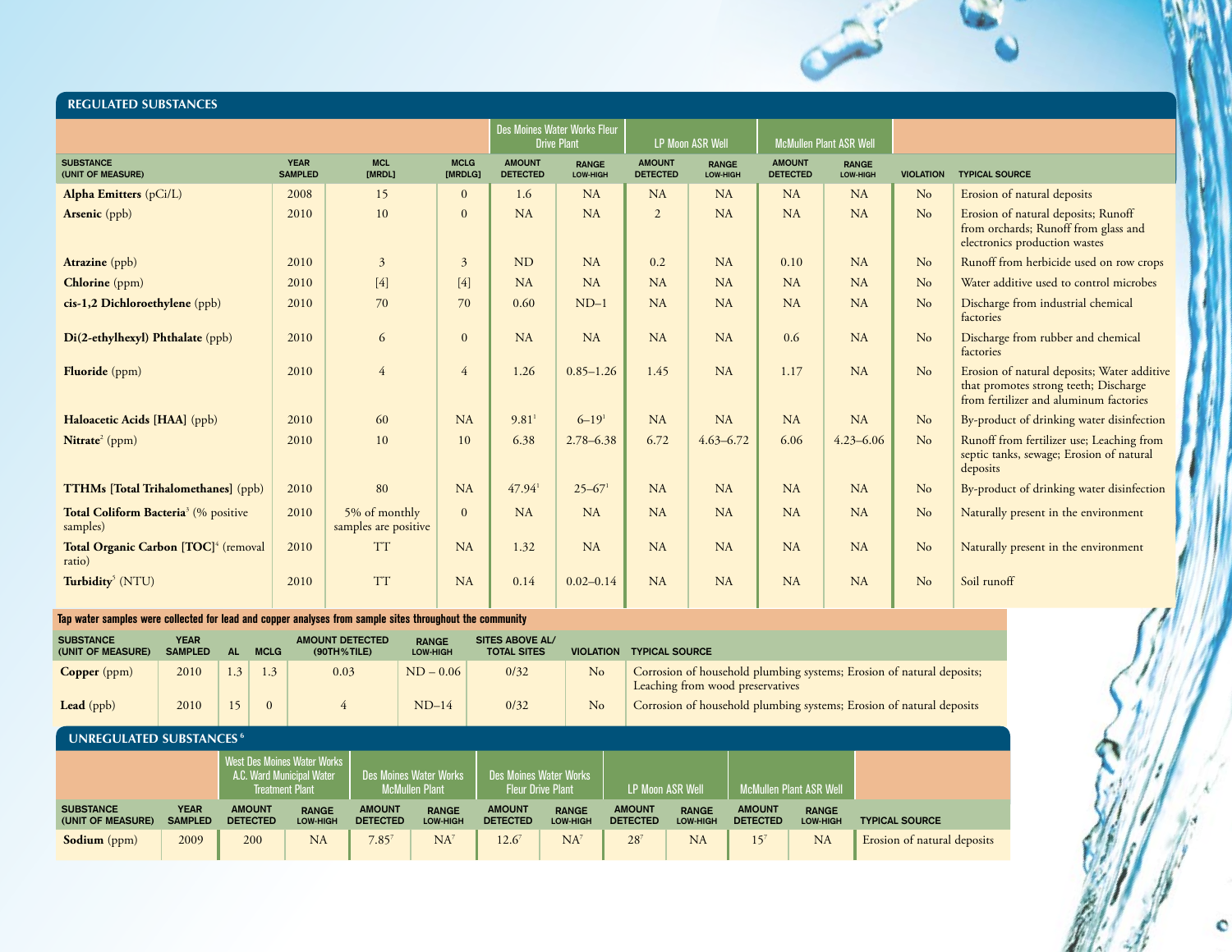## REGULATED SUBSTANCES

| | | | | Des Moines Water Works Fleur Drive Plant | | LP Moon ASR Well | | McMullen Plant ASR Well | | | |
|---|---|---|---|---|---|---|---|---|---|---|---|
| SUBSTANCE (UNIT OF MEASURE) | YEAR SAMPLED | MCL [MRDL] | MCLG [MRDLG] | AMOUNT DETECTED | RANGE LOW-HIGH | AMOUNT DETECTED | RANGE LOW-HIGH | AMOUNT DETECTED | RANGE LOW-HIGH | VIOLATION | TYPICAL SOURCE |
| **Alpha Emitters** (pCi/L) | 2008 | 15 | 0 | 1.6 | NA | NA | NA | NA | NA | No | Erosion of natural deposits |
| **Arsenic** (ppb) | 2010 | 10 | 0 | NA | NA | 2 | NA | NA | NA | No | Erosion of natural deposits; Runoff from orchards; Runoff from glass and electronics production wastes |
| **Atrazine** (ppb) | 2010 | 3 | 3 | ND | NA | 0.2 | NA | 0.10 | NA | No | Runoff from herbicide used on row crops |
| **Chlorine** (ppm) | 2010 | [4] | [4] | NA | NA | NA | NA | NA | NA | No | Water additive used to control microbes |
| **cis-1,2 Dichloroethylene** (ppb) | 2010 | 70 | 70 | 0.60 | ND–1 | NA | NA | NA | NA | No | Discharge from industrial chemical factories |
| **Di(2-ethylhexyl) Phthalate** (ppb) | 2010 | 6 | 0 | NA | NA | NA | NA | 0.6 | NA | No | Discharge from rubber and chemical factories |
| **Fluoride** (ppm) | 2010 | 4 | 4 | 1.26 | 0.85–1.26 | 1.45 | NA | 1.17 | NA | No | Erosion of natural deposits; Water additive that promotes strong teeth; Discharge from fertilizer and aluminum factories |
| **Haloacetic Acids [HAA]** (ppb) | 2010 | 60 | NA | 9.81[1] | 6–19[1] | NA | NA | NA | NA | No | By-product of drinking water disinfection |
| **Nitrate**[2] (ppm) | 2010 | 10 | 10 | 6.38 | 2.78–6.38 | 6.72 | 4.63–6.72 | 6.06 | 4.23–6.06 | No | Runoff from fertilizer use; Leaching from septic tanks, sewage; Erosion of natural deposits |
| **TTHMs [Total Trihalomethanes]** (ppb) | 2010 | 80 | NA | 47.94[1] | 25–67[1] | NA | NA | NA | NA | No | By-product of drinking water disinfection |
| **Total Coliform Bacteria**[3] (% positive samples) | 2010 | 5% of monthly samples are positive | 0 | NA | NA | NA | NA | NA | NA | No | Naturally present in the environment |
| **Total Organic Carbon [TOC]**[4] (removal ratio) | 2010 | TT | NA | 1.32 | NA | NA | NA | NA | NA | No | Naturally present in the environment |
| **Turbidity**[5] (NTU) | 2010 | TT | NA | 0.14 | 0.02–0.14 | NA | NA | NA | NA | No | Soil runoff |

**Tap water samples were collected for lead and copper analyses from sample sites throughout the community**

| SUBSTANCE (UNIT OF MEASURE) | YEAR SAMPLED | AL | MCLG | AMOUNT DETECTED (90TH%TILE) | RANGE LOW-HIGH | SITES ABOVE AL/ TOTAL SITES | VIOLATION | TYPICAL SOURCE |
|---|---|---|---|---|---|---|---|---|
| **Copper** (ppm) | 2010 | 1.3 | 1.3 | 0.03 | ND – 0.06 | 0/32 | No | Corrosion of household plumbing systems; Erosion of natural deposits; Leaching from wood preservatives |
| **Lead** (ppb) | 2010 | 15 | 0 | 4 | ND–14 | 0/32 | No | Corrosion of household plumbing systems; Erosion of natural deposits |

## UNREGULATED SUBSTANCES[6]

| | | West Des Moines Water Works A.C. Ward Municipal Water Treatment Plant | | Des Moines Water Works McMullen Plant | | Des Moines Water Works Fleur Drive Plant | | LP Moon ASR Well | | McMullen Plant ASR Well | | |
|---|---|---|---|---|---|---|---|---|---|---|---|---|
| SUBSTANCE (UNIT OF MEASURE) | YEAR SAMPLED | AMOUNT DETECTED | RANGE LOW-HIGH | AMOUNT DETECTED | RANGE LOW-HIGH | AMOUNT DETECTED | RANGE LOW-HIGH | AMOUNT DETECTED | RANGE LOW-HIGH | AMOUNT DETECTED | RANGE LOW-HIGH | TYPICAL SOURCE |
| **Sodium** (ppm) | 2009 | 200 | NA | 7.85[7] | NA[7] | 12.6[7] | NA[7] | 28[7] | NA | 15[7] | NA | Erosion of natural deposits |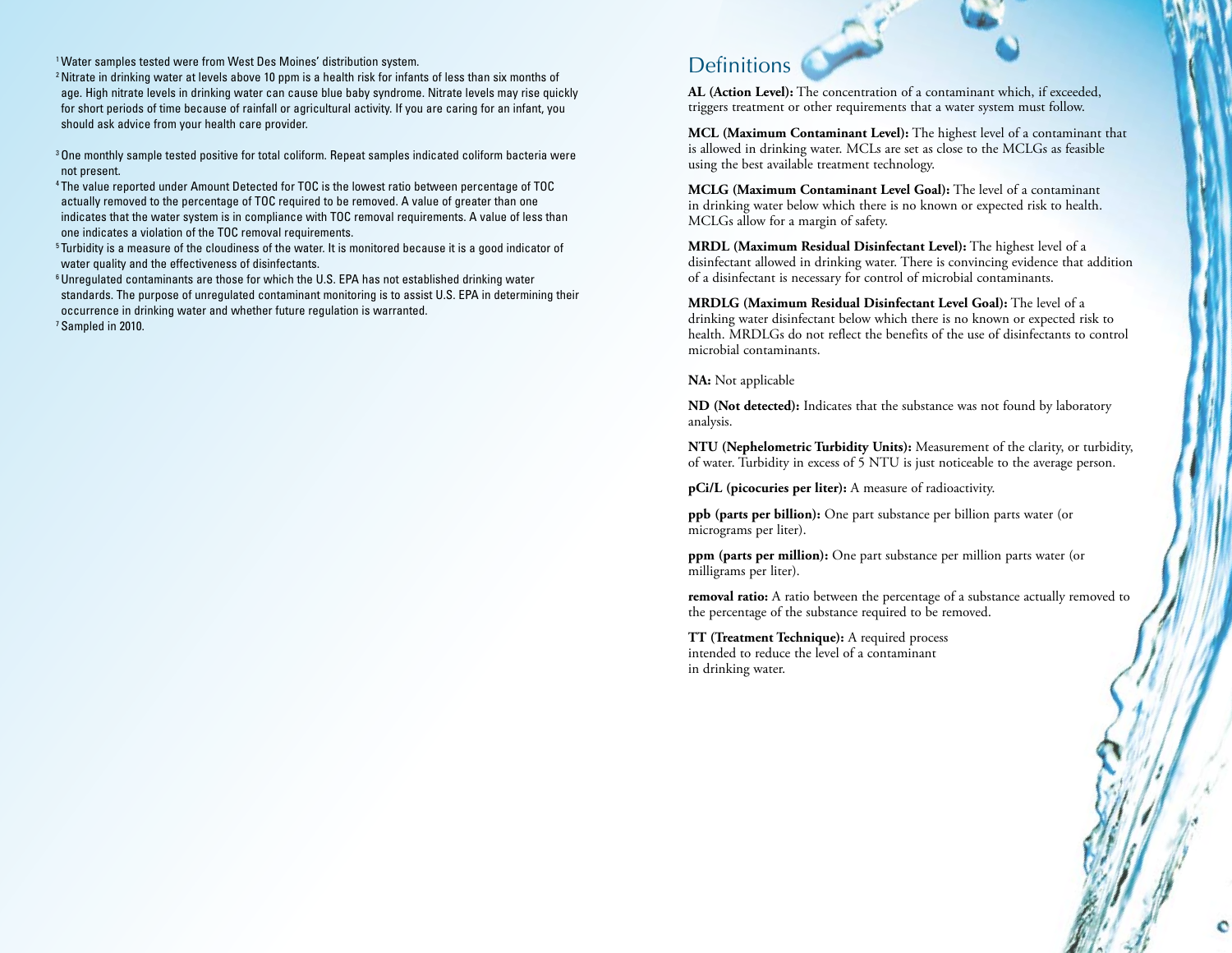[1] Water samples tested were from West Des Moines' distribution system.

[2] Nitrate in drinking water at levels above 10 ppm is a health risk for infants of less than six months of age. High nitrate levels in drinking water can cause blue baby syndrome. Nitrate levels may rise quickly for short periods of time because of rainfall or agricultural activity. If you are caring for an infant, you should ask advice from your health care provider.

[3] One monthly sample tested positive for total coliform. Repeat samples indicated coliform bacteria were not present.

[4] The value reported under Amount Detected for TOC is the lowest ratio between percentage of TOC actually removed to the percentage of TOC required to be removed. A value of greater than one indicates that the water system is in compliance with TOC removal requirements. A value of less than one indicates a violation of the TOC removal requirements.

[5] Turbidity is a measure of the cloudiness of the water. It is monitored because it is a good indicator of water quality and the effectiveness of disinfectants.

[6] Unregulated contaminants are those for which the U.S. EPA has not established drinking water standards. The purpose of unregulated contaminant monitoring is to assist U.S. EPA in determining their occurrence in drinking water and whether future regulation is warranted.

[7] Sampled in 2010.

# Definitions

**AL (Action Level):** The concentration of a contaminant which, if exceeded, triggers treatment or other requirements that a water system must follow.

**MCL (Maximum Contaminant Level):** The highest level of a contaminant that is allowed in drinking water. MCLs are set as close to the MCLGs as feasible using the best available treatment technology.

**MCLG (Maximum Contaminant Level Goal):** The level of a contaminant in drinking water below which there is no known or expected risk to health. MCLGs allow for a margin of safety.

**MRDL (Maximum Residual Disinfectant Level):** The highest level of a disinfectant allowed in drinking water. There is convincing evidence that addition of a disinfectant is necessary for control of microbial contaminants.

**MRDLG (Maximum Residual Disinfectant Level Goal):** The level of a drinking water disinfectant below which there is no known or expected risk to health. MRDLGs do not reflect the benefits of the use of disinfectants to control microbial contaminants.

**NA:** Not applicable

**ND (Not detected):** Indicates that the substance was not found by laboratory analysis.

**NTU (Nephelometric Turbidity Units):** Measurement of the clarity, or turbidity, of water. Turbidity in excess of 5 NTU is just noticeable to the average person.

**pCi/L (picocuries per liter):** A measure of radioactivity.

**ppb (parts per billion):** One part substance per billion parts water (or micrograms per liter).

**ppm (parts per million):** One part substance per million parts water (or milligrams per liter).

**removal ratio:** A ratio between the percentage of a substance actually removed to the percentage of the substance required to be removed.

**TT (Treatment Technique):** A required process intended to reduce the level of a contaminant in drinking water.